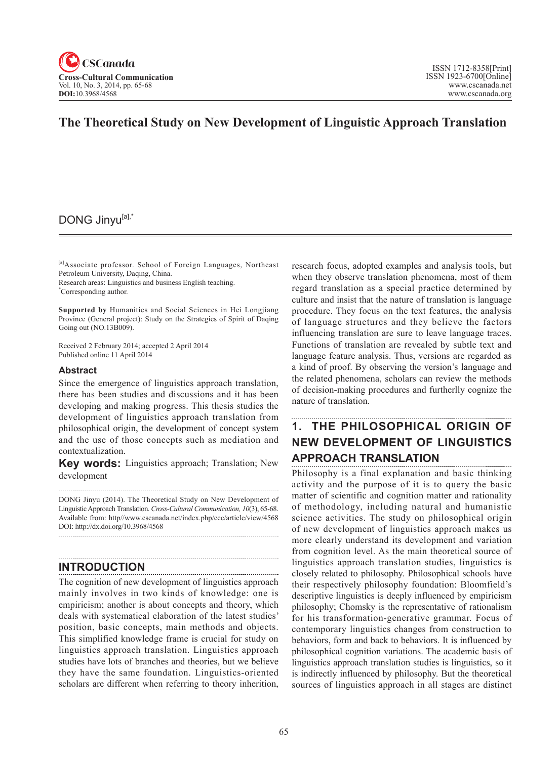# The Theoretical Study on New Development of Linguistic Approach Translation

DONG Jinyu[a],*

[a]Associate professor. School of Foreign Languages, Northeast Petroleum University, Daqing, China.
Research areas: Linguistics and business English teaching.
*Corresponding author.

**Supported by** Humanities and Social Sciences in Hei Longjiang Province (General project): Study on the Strategies of Spirit of Daqing Going out (NO.13B009).

Received 2 February 2014; accepted 2 April 2014
Published online 11 April 2014

## Abstract

Since the emergence of linguistics approach translation, there has been studies and discussions and it has been developing and making progress. This thesis studies the development of linguistics approach translation from philosophical origin, the development of concept system and the use of those concepts such as mediation and contextualization.

**Key words:** Linguistics approach; Translation; New development

DONG Jinyu (2014). The Theoretical Study on New Development of Linguistic Approach Translation. *Cross-Cultural Communication, 10*(3), 65-68. Available from: http//www.cscanada.net/index.php/ccc/article/view/4568
DOI: http://dx.doi.org/10.3968/4568

## INTRODUCTION

The cognition of new development of linguistics approach mainly involves in two kinds of knowledge: one is empiricism; another is about concepts and theory, which deals with systematical elaboration of the latest studies' position, basic concepts, main methods and objects. This simplified knowledge frame is crucial for study on linguistics approach translation. Linguistics approach studies have lots of branches and theories, but we believe they have the same foundation. Linguistics-oriented scholars are different when referring to theory inherition, research focus, adopted examples and analysis tools, but when they observe translation phenomena, most of them regard translation as a special practice determined by culture and insist that the nature of translation is language procedure. They focus on the text features, the analysis of language structures and they believe the factors influencing translation are sure to leave language traces. Functions of translation are revealed by subtle text and language feature analysis. Thus, versions are regarded as a kind of proof. By observing the version's language and the related phenomena, scholars can review the methods of decision-making procedures and furtherlly cognize the nature of translation.

## 1. THE PHILOSOPHICAL ORIGIN OF NEW DEVELOPMENT OF LINGUISTICS APPROACH TRANSLATION

Philosophy is a final explanation and basic thinking activity and the purpose of it is to query the basic matter of scientific and cognition matter and rationality of methodology, including natural and humanistic science activities. The study on philosophical origin of new development of linguistics approach makes us more clearly understand its development and variation from cognition level. As the main theoretical source of linguistics approach translation studies, linguistics is closely related to philosophy. Philosophical schools have their respectively philosophy foundation: Bloomfield's descriptive linguistics is deeply influenced by empiricism philosophy; Chomsky is the representative of rationalism for his transformation-generative grammar. Focus of contemporary linguistics changes from construction to behaviors, form and back to behaviors. It is influenced by philosophical cognition variations. The academic basis of linguistics approach translation studies is linguistics, so it is indirectly influenced by philosophy. But the theoretical sources of linguistics approach in all stages are distinct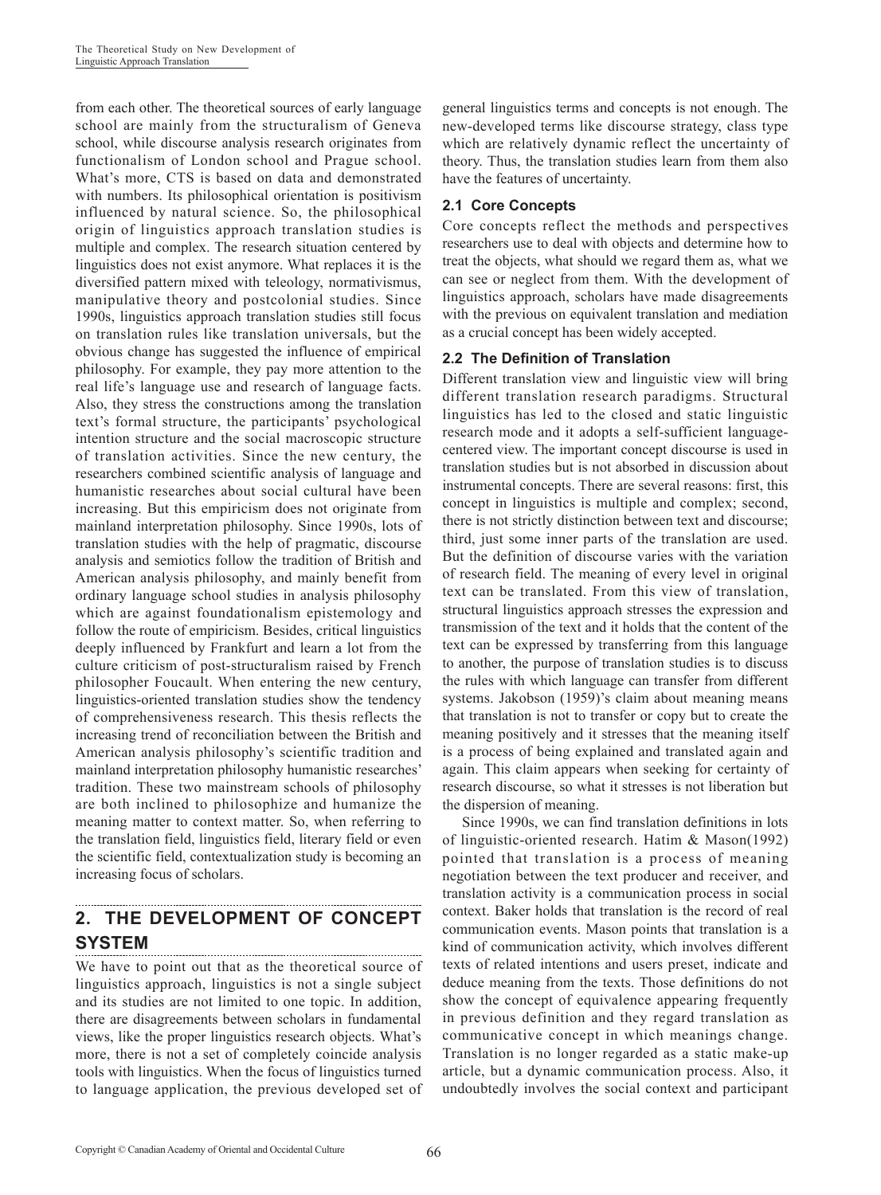from each other. The theoretical sources of early language school are mainly from the structuralism of Geneva school, while discourse analysis research originates from functionalism of London school and Prague school. What's more, CTS is based on data and demonstrated with numbers. Its philosophical orientation is positivism influenced by natural science. So, the philosophical origin of linguistics approach translation studies is multiple and complex. The research situation centered by linguistics does not exist anymore. What replaces it is the diversified pattern mixed with teleology, normativismus, manipulative theory and postcolonial studies. Since 1990s, linguistics approach translation studies still focus on translation rules like translation universals, but the obvious change has suggested the influence of empirical philosophy. For example, they pay more attention to the real life's language use and research of language facts. Also, they stress the constructions among the translation text's formal structure, the participants' psychological intention structure and the social macroscopic structure of translation activities. Since the new century, the researchers combined scientific analysis of language and humanistic researches about social cultural have been increasing. But this empiricism does not originate from mainland interpretation philosophy. Since 1990s, lots of translation studies with the help of pragmatic, discourse analysis and semiotics follow the tradition of British and American analysis philosophy, and mainly benefit from ordinary language school studies in analysis philosophy which are against foundationalism epistemology and follow the route of empiricism. Besides, critical linguistics deeply influenced by Frankfurt and learn a lot from the culture criticism of post-structuralism raised by French philosopher Foucault. When entering the new century, linguistics-oriented translation studies show the tendency of comprehensiveness research. This thesis reflects the increasing trend of reconciliation between the British and American analysis philosophy's scientific tradition and mainland interpretation philosophy humanistic researches' tradition. These two mainstream schools of philosophy are both inclined to philosophize and humanize the meaning matter to context matter. So, when referring to the translation field, linguistics field, literary field or even the scientific field, contextualization study is becoming an increasing focus of scholars.

## 2. THE DEVELOPMENT OF CONCEPT SYSTEM

We have to point out that as the theoretical source of linguistics approach, linguistics is not a single subject and its studies are not limited to one topic. In addition, there are disagreements between scholars in fundamental views, like the proper linguistics research objects. What's more, there is not a set of completely coincide analysis tools with linguistics. When the focus of linguistics turned to language application, the previous developed set of general linguistics terms and concepts is not enough. The new-developed terms like discourse strategy, class type which are relatively dynamic reflect the uncertainty of theory. Thus, the translation studies learn from them also have the features of uncertainty.

### 2.1 Core Concepts

Core concepts reflect the methods and perspectives researchers use to deal with objects and determine how to treat the objects, what should we regard them as, what we can see or neglect from them. With the development of linguistics approach, scholars have made disagreements with the previous on equivalent translation and mediation as a crucial concept has been widely accepted.

### 2.2 The Definition of Translation

Different translation view and linguistic view will bring different translation research paradigms. Structural linguistics has led to the closed and static linguistic research mode and it adopts a self-sufficient language-centered view. The important concept discourse is used in translation studies but is not absorbed in discussion about instrumental concepts. There are several reasons: first, this concept in linguistics is multiple and complex; second, there is not strictly distinction between text and discourse; third, just some inner parts of the translation are used. But the definition of discourse varies with the variation of research field. The meaning of every level in original text can be translated. From this view of translation, structural linguistics approach stresses the expression and transmission of the text and it holds that the content of the text can be expressed by transferring from this language to another, the purpose of translation studies is to discuss the rules with which language can transfer from different systems. Jakobson (1959)'s claim about meaning means that translation is not to transfer or copy but to create the meaning positively and it stresses that the meaning itself is a process of being explained and translated again and again. This claim appears when seeking for certainty of research discourse, so what it stresses is not liberation but the dispersion of meaning.

Since 1990s, we can find translation definitions in lots of linguistic-oriented research. Hatim & Mason(1992) pointed that translation is a process of meaning negotiation between the text producer and receiver, and translation activity is a communication process in social context. Baker holds that translation is the record of real communication events. Mason points that translation is a kind of communication activity, which involves different texts of related intentions and users preset, indicate and deduce meaning from the texts. Those definitions do not show the concept of equivalence appearing frequently in previous definition and they regard translation as communicative concept in which meanings change. Translation is no longer regarded as a static make-up article, but a dynamic communication process. Also, it undoubtedly involves the social context and participant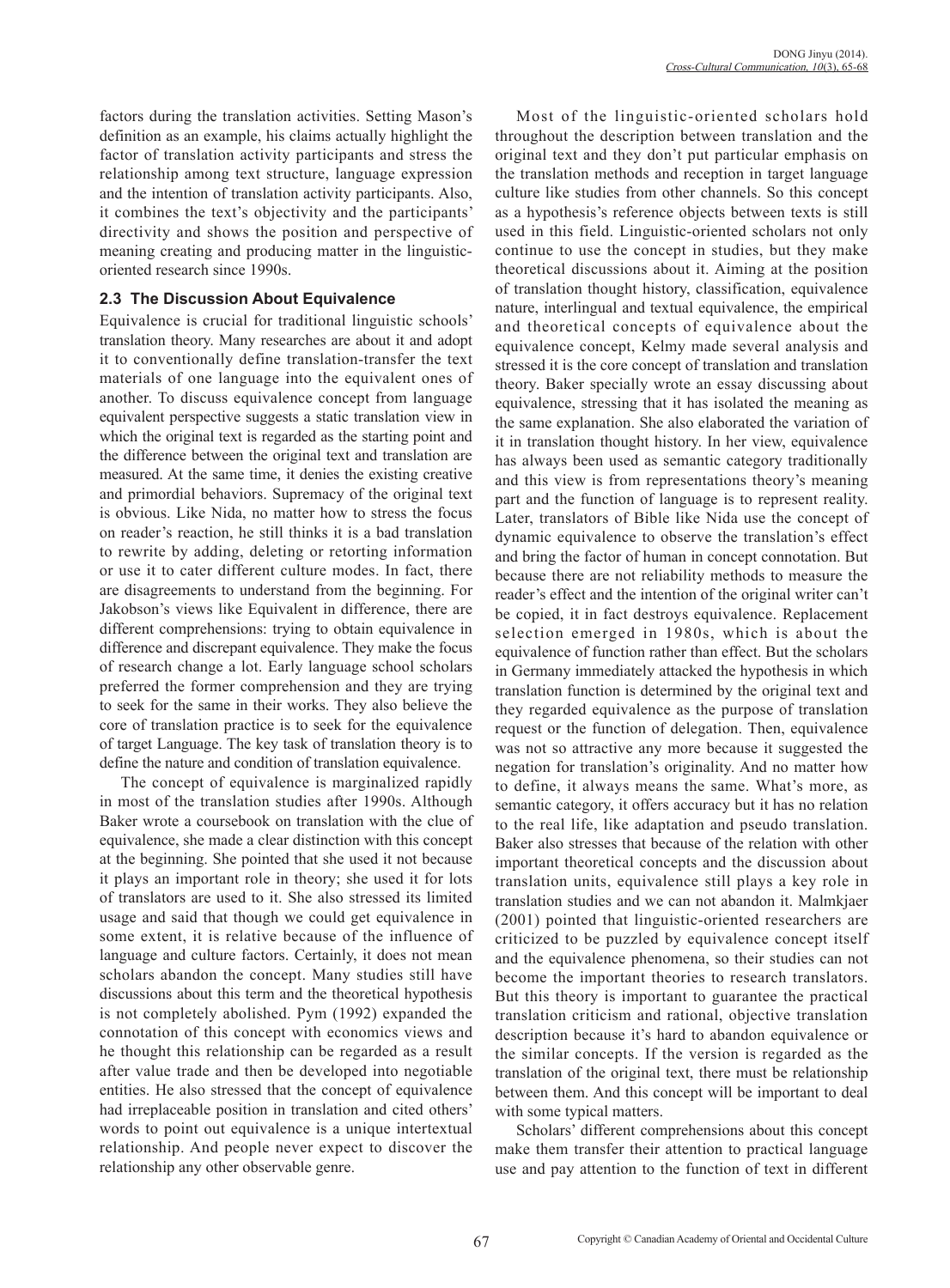factors during the translation activities. Setting Mason's definition as an example, his claims actually highlight the factor of translation activity participants and stress the relationship among text structure, language expression and the intention of translation activity participants. Also, it combines the text's objectivity and the participants' directivity and shows the position and perspective of meaning creating and producing matter in the linguistic-oriented research since 1990s.

### 2.3 The Discussion About Equivalence

Equivalence is crucial for traditional linguistic schools' translation theory. Many researches are about it and adopt it to conventionally define translation-transfer the text materials of one language into the equivalent ones of another. To discuss equivalence concept from language equivalent perspective suggests a static translation view in which the original text is regarded as the starting point and the difference between the original text and translation are measured. At the same time, it denies the existing creative and primordial behaviors. Supremacy of the original text is obvious. Like Nida, no matter how to stress the focus on reader's reaction, he still thinks it is a bad translation to rewrite by adding, deleting or retorting information or use it to cater different culture modes. In fact, there are disagreements to understand from the beginning. For Jakobson's views like Equivalent in difference, there are different comprehensions: trying to obtain equivalence in difference and discrepant equivalence. They make the focus of research change a lot. Early language school scholars preferred the former comprehension and they are trying to seek for the same in their works. They also believe the core of translation practice is to seek for the equivalence of target Language. The key task of translation theory is to define the nature and condition of translation equivalence.

The concept of equivalence is marginalized rapidly in most of the translation studies after 1990s. Although Baker wrote a coursebook on translation with the clue of equivalence, she made a clear distinction with this concept at the beginning. She pointed that she used it not because it plays an important role in theory; she used it for lots of translators are used to it. She also stressed its limited usage and said that though we could get equivalence in some extent, it is relative because of the influence of language and culture factors. Certainly, it does not mean scholars abandon the concept. Many studies still have discussions about this term and the theoretical hypothesis is not completely abolished. Pym (1992) expanded the connotation of this concept with economics views and he thought this relationship can be regarded as a result after value trade and then be developed into negotiable entities. He also stressed that the concept of equivalence had irreplaceable position in translation and cited others' words to point out equivalence is a unique intertextual relationship. And people never expect to discover the relationship any other observable genre.

Most of the linguistic-oriented scholars hold throughout the description between translation and the original text and they don't put particular emphasis on the translation methods and reception in target language culture like studies from other channels. So this concept as a hypothesis's reference objects between texts is still used in this field. Linguistic-oriented scholars not only continue to use the concept in studies, but they make theoretical discussions about it. Aiming at the position of translation thought history, classification, equivalence nature, interlingual and textual equivalence, the empirical and theoretical concepts of equivalence about the equivalence concept, Kelmy made several analysis and stressed it is the core concept of translation and translation theory. Baker specially wrote an essay discussing about equivalence, stressing that it has isolated the meaning as the same explanation. She also elaborated the variation of it in translation thought history. In her view, equivalence has always been used as semantic category traditionally and this view is from representations theory's meaning part and the function of language is to represent reality. Later, translators of Bible like Nida use the concept of dynamic equivalence to observe the translation's effect and bring the factor of human in concept connotation. But because there are not reliability methods to measure the reader's effect and the intention of the original writer can't be copied, it in fact destroys equivalence. Replacement selection emerged in 1980s, which is about the equivalence of function rather than effect. But the scholars in Germany immediately attacked the hypothesis in which translation function is determined by the original text and they regarded equivalence as the purpose of translation request or the function of delegation. Then, equivalence was not so attractive any more because it suggested the negation for translation's originality. And no matter how to define, it always means the same. What's more, as semantic category, it offers accuracy but it has no relation to the real life, like adaptation and pseudo translation. Baker also stresses that because of the relation with other important theoretical concepts and the discussion about translation units, equivalence still plays a key role in translation studies and we can not abandon it. Malmkjaer (2001) pointed that linguistic-oriented researchers are criticized to be puzzled by equivalence concept itself and the equivalence phenomena, so their studies can not become the important theories to research translators. But this theory is important to guarantee the practical translation criticism and rational, objective translation description because it's hard to abandon equivalence or the similar concepts. If the version is regarded as the translation of the original text, there must be relationship between them. And this concept will be important to deal with some typical matters.

Scholars' different comprehensions about this concept make them transfer their attention to practical language use and pay attention to the function of text in different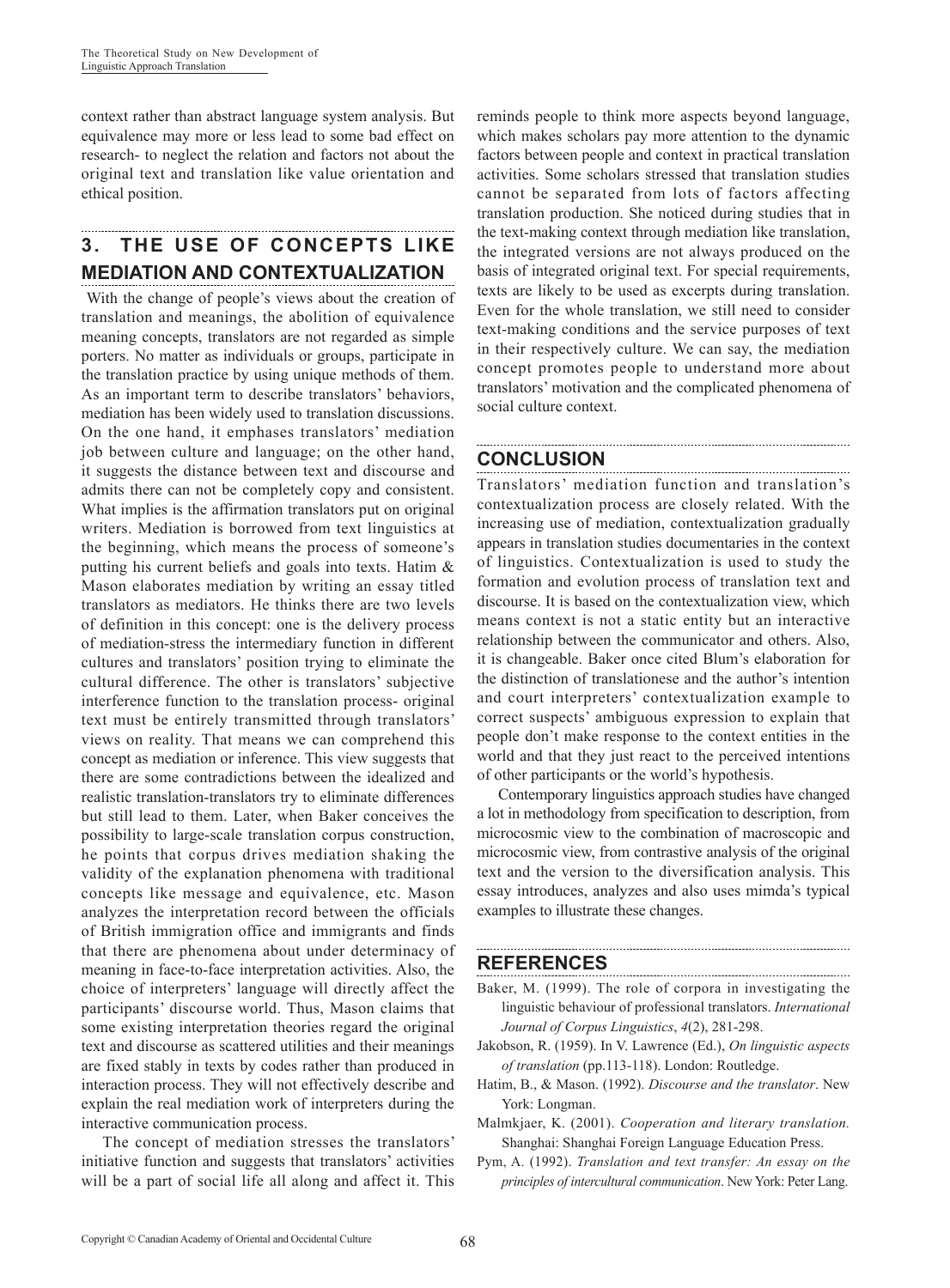context rather than abstract language system analysis. But equivalence may more or less lead to some bad effect on research- to neglect the relation and factors not about the original text and translation like value orientation and ethical position.

## 3. THE USE OF CONCEPTS LIKE MEDIATION AND CONTEXTUALIZATION

With the change of people's views about the creation of translation and meanings, the abolition of equivalence meaning concepts, translators are not regarded as simple porters. No matter as individuals or groups, participate in the translation practice by using unique methods of them. As an important term to describe translators' behaviors, mediation has been widely used to translation discussions. On the one hand, it emphases translators' mediation job between culture and language; on the other hand, it suggests the distance between text and discourse and admits there can not be completely copy and consistent. What implies is the affirmation translators put on original writers. Mediation is borrowed from text linguistics at the beginning, which means the process of someone's putting his current beliefs and goals into texts. Hatim & Mason elaborates mediation by writing an essay titled translators as mediators. He thinks there are two levels of definition in this concept: one is the delivery process of mediation-stress the intermediary function in different cultures and translators' position trying to eliminate the cultural difference. The other is translators' subjective interference function to the translation process- original text must be entirely transmitted through translators' views on reality. That means we can comprehend this concept as mediation or inference. This view suggests that there are some contradictions between the idealized and realistic translation-translators try to eliminate differences but still lead to them. Later, when Baker conceives the possibility to large-scale translation corpus construction, he points that corpus drives mediation shaking the validity of the explanation phenomena with traditional concepts like message and equivalence, etc. Mason analyzes the interpretation record between the officials of British immigration office and immigrants and finds that there are phenomena about under determinacy of meaning in face-to-face interpretation activities. Also, the choice of interpreters' language will directly affect the participants' discourse world. Thus, Mason claims that some existing interpretation theories regard the original text and discourse as scattered utilities and their meanings are fixed stably in texts by codes rather than produced in interaction process. They will not effectively describe and explain the real mediation work of interpreters during the interactive communication process.

The concept of mediation stresses the translators' initiative function and suggests that translators' activities will be a part of social life all along and affect it. This reminds people to think more aspects beyond language, which makes scholars pay more attention to the dynamic factors between people and context in practical translation activities. Some scholars stressed that translation studies cannot be separated from lots of factors affecting translation production. She noticed during studies that in the text-making context through mediation like translation, the integrated versions are not always produced on the basis of integrated original text. For special requirements, texts are likely to be used as excerpts during translation. Even for the whole translation, we still need to consider text-making conditions and the service purposes of text in their respectively culture. We can say, the mediation concept promotes people to understand more about translators' motivation and the complicated phenomena of social culture context.

## CONCLUSION

Translators' mediation function and translation's contextualization process are closely related. With the increasing use of mediation, contextualization gradually appears in translation studies documentaries in the context of linguistics. Contextualization is used to study the formation and evolution process of translation text and discourse. It is based on the contextualization view, which means context is not a static entity but an interactive relationship between the communicator and others. Also, it is changeable. Baker once cited Blum's elaboration for the distinction of translationese and the author's intention and court interpreters' contextualization example to correct suspects' ambiguous expression to explain that people don't make response to the context entities in the world and that they just react to the perceived intentions of other participants or the world's hypothesis.

Contemporary linguistics approach studies have changed a lot in methodology from specification to description, from microcosmic view to the combination of macroscopic and microcosmic view, from contrastive analysis of the original text and the version to the diversification analysis. This essay introduces, analyzes and also uses mimda's typical examples to illustrate these changes.

## REFERENCES

Baker, M. (1999). The role of corpora in investigating the linguistic behaviour of professional translators. *International Journal of Corpus Linguistics*, *4*(2), 281-298.

Jakobson, R. (1959). In V. Lawrence (Ed.), *On linguistic aspects of translation* (pp.113-118). London: Routledge.

Hatim, B., & Mason. (1992). *Discourse and the translator*. New York: Longman.

Malmkjaer, K. (2001). *Cooperation and literary translation.* Shanghai: Shanghai Foreign Language Education Press.

Pym, A. (1992). *Translation and text transfer: An essay on the principles of intercultural communication*. New York: Peter Lang.